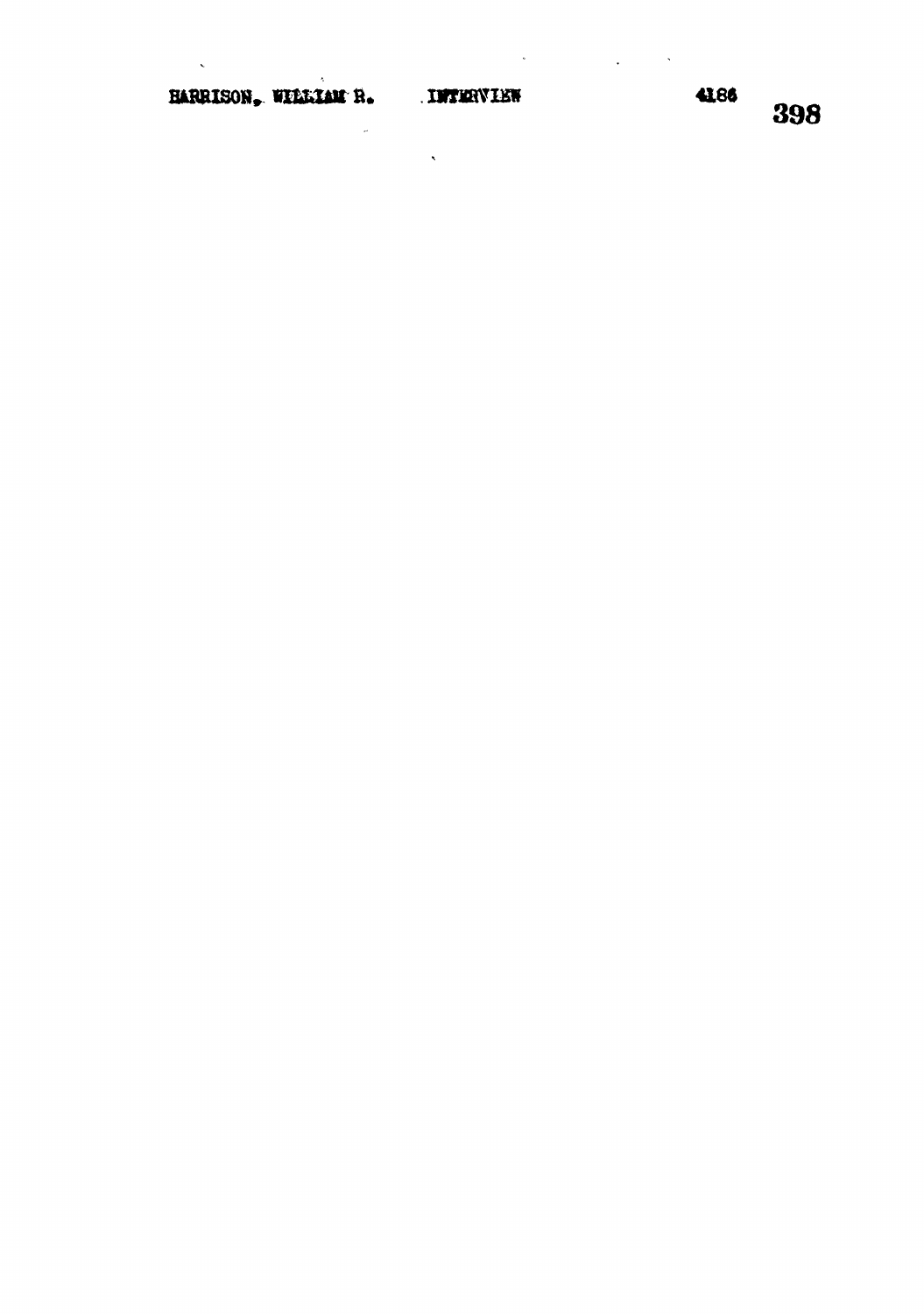HARRISON, WILLIAM R. INTERVIEW 4186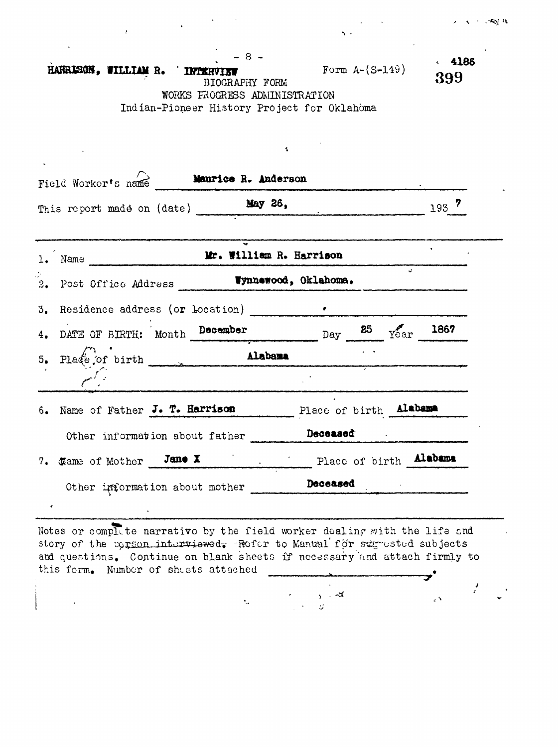HARRISON, WILLIAM R. INTERVIEW

4186

399

Form A-(S-149)

BIOGRAPHY FORM
WORKS PROGRESS ADMINISTRATION
Indian-Pioneer History Project for Oklahoma

Field Worker's name: Maurice R. Anderson

This report made on (date): May 26, 1937

1. Name: Mr. William R. Harrison
2. Post Office Address: Wynnewood, Oklahoma.
3. Residence address (or location):
4. DATE OF BIRTH: Month December Day 25 Year 1867
5. Place of birth: Alabama

6. Name of Father: J. T. Harrison — Place of birth: Alabama

   Other information about father: Deceased

7. Name of Mother: Jane X — Place of birth: Alabama

   Other information about mother: Deceased

Notes or complete narrative by the field worker dealing with the life and story of the person interviewed. Refer to Manual for suggested subjects and questions. Continue on blank sheets if necessary and attach firmly to this form. Number of sheets attached ________.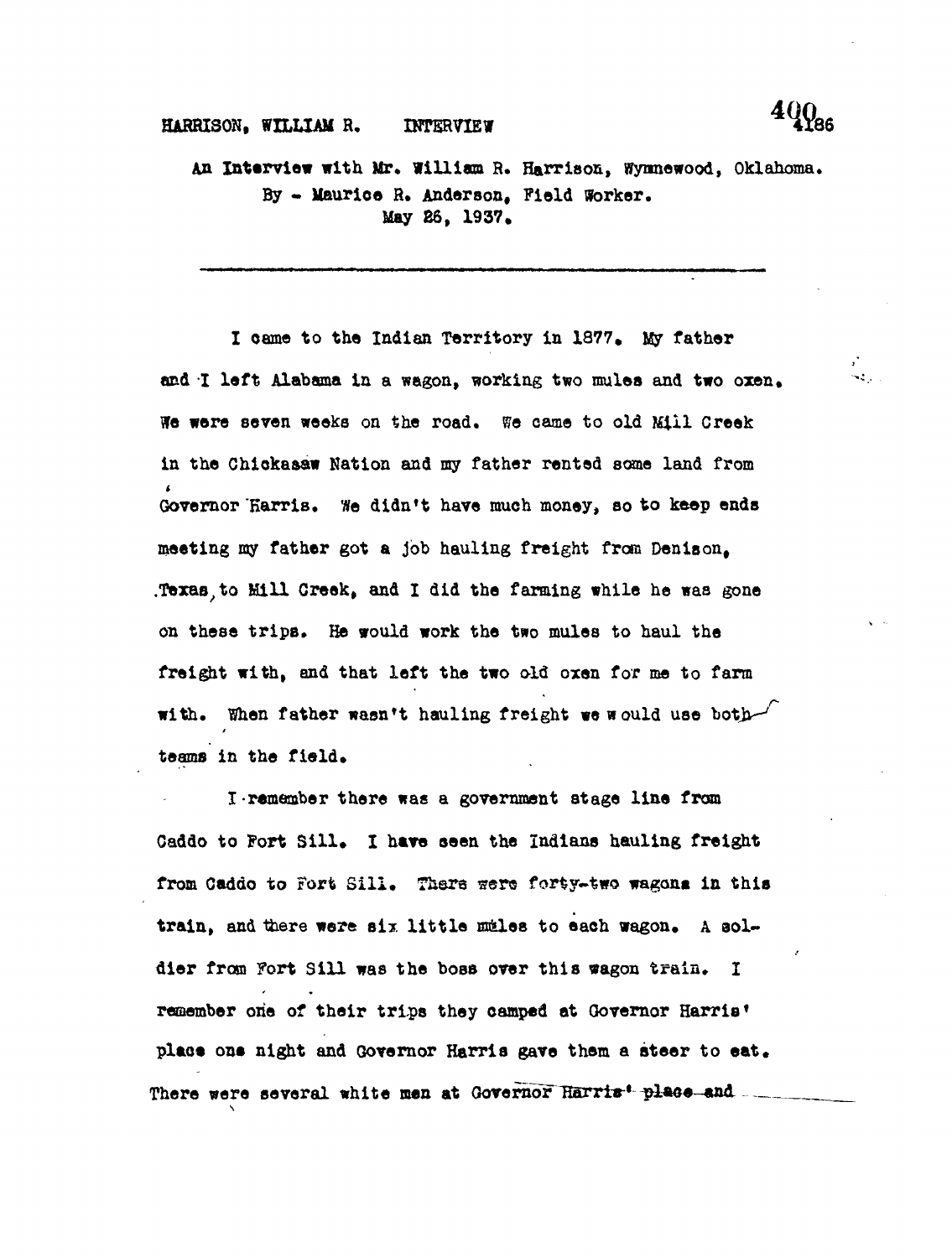HARRISON, WILLIAM R. INTERVIEW

An Interview with Mr. William R. Harrison, Wynnewood, Oklahoma.
By - Maurice R. Anderson, Field Worker.
May 26, 1937.

---

I came to the Indian Territory in 1877. My father and I left Alabama in a wagon, working two mules and two oxen. We were seven weeks on the road. We came to old Mill Creek in the Chickasaw Nation and my father rented some land from Governor Harris. We didn't have much money, so to keep ends meeting my father got a job hauling freight from Denison, Texas, to Mill Creek, and I did the farming while he was gone on these trips. He would work the two mules to haul the freight with, and that left the two old oxen for me to farm with. When father wasn't hauling freight we would use both teams in the field.

I remember there was a government stage line from Caddo to Fort Sill. I have seen the Indians hauling freight from Caddo to Fort Sill. There were forty-two wagons in this train, and there were six little mules to each wagon. A soldier from Fort Sill was the boss over this wagon train. I remember one of their trips they camped at Governor Harris' place one night and Governor Harris gave them a steer to eat. There were several white men at Governor Harris' place and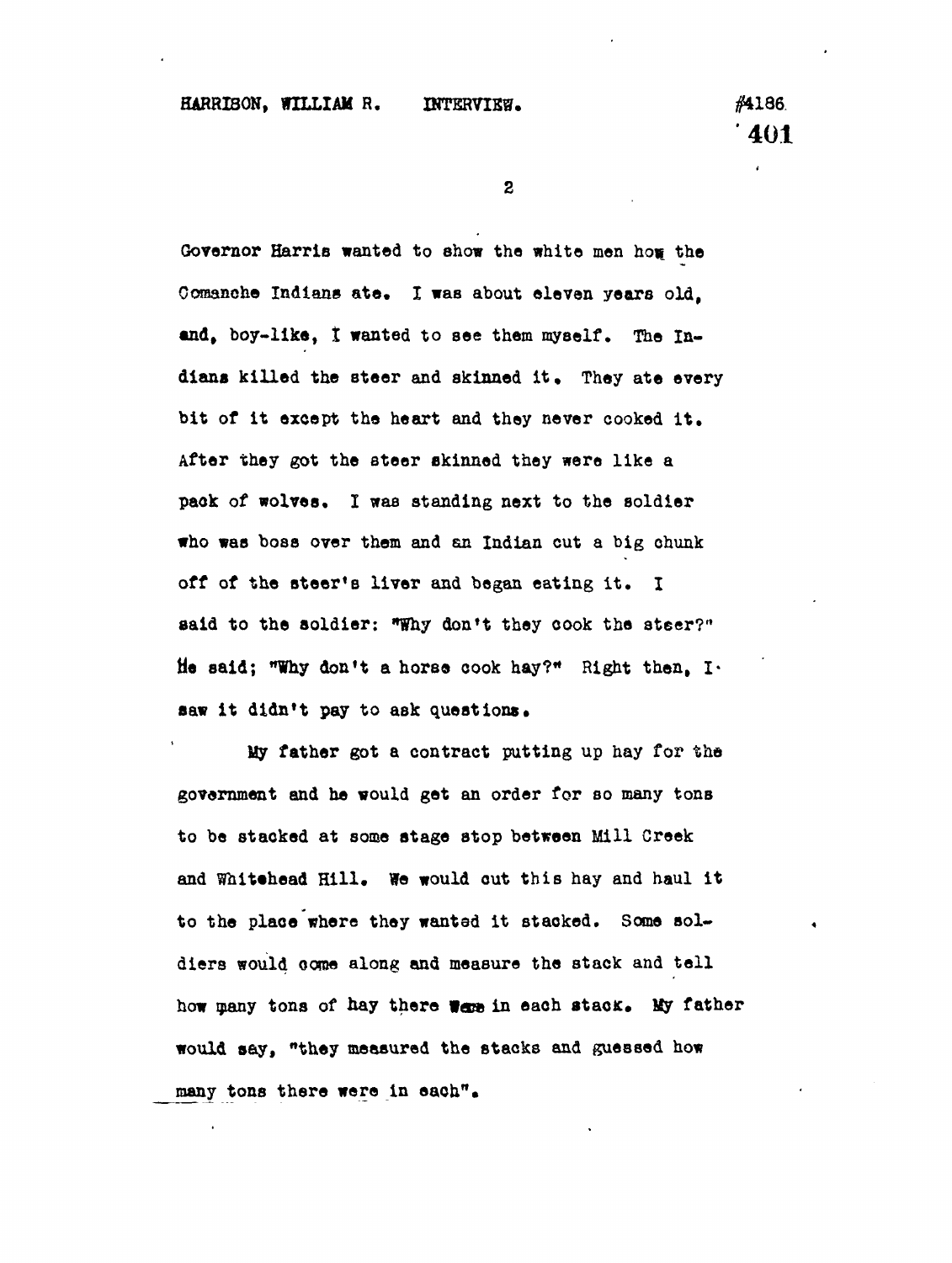Governor Harris wanted to show the white men how the Comanche Indians ate. I was about eleven years old, and, boy-like, I wanted to see them myself. The Indians killed the steer and skinned it. They ate every bit of it except the heart and they never cooked it. After they got the steer skinned they were like a pack of wolves. I was standing next to the soldier who was boss over them and an Indian cut a big chunk off of the steer's liver and began eating it. I said to the soldier: "Why don't they cook the steer?" He said; "Why don't a horse cook hay?" Right then, I saw it didn't pay to ask questions.

My father got a contract putting up hay for the government and he would get an order for so many tons to be stacked at some stage stop between Mill Creek and Whitehead Hill. We would cut this hay and haul it to the place where they wanted it stacked. Some soldiers would come along and measure the stack and tell how many tons of hay there were in each stack. My father would say, "they measured the stacks and guessed how many tons there were in each".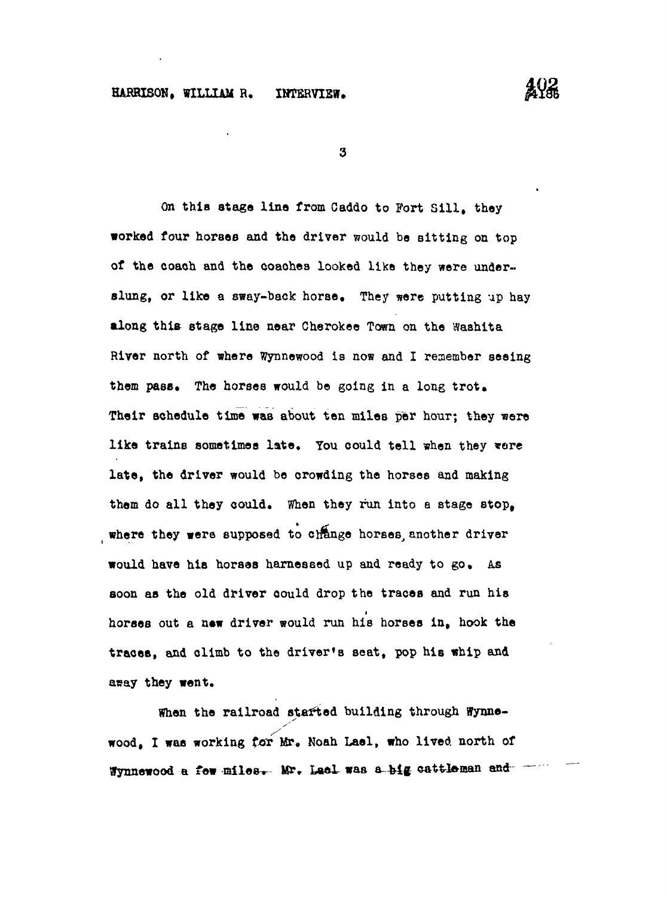On this stage line from Caddo to Fort Sill, they worked four horses and the driver would be sitting on top of the coach and the coaches looked like they were under-slung, or like a sway-back horse. They were putting up hay along this stage line near Cherokee Town on the Washita River north of where Wynnewood is now and I remember seeing them pass. The horses would be going in a long trot. Their schedule time was about ten miles per hour; they were like trains sometimes late. You could tell when they were late, the driver would be crowding the horses and making them do all they could. When they run into a stage stop, where they were supposed to change horses, another driver would have his horses harnessed up and ready to go. As soon as the old driver could drop the traces and run his horses out a new driver would run his horses in, hook the traces, and climb to the driver's seat, pop his whip and away they went.

When the railroad started building through Wynnewood, I was working for Mr. Noah Lael, who lived north of Wynnewood a few miles. Mr. Lael was a big cattleman and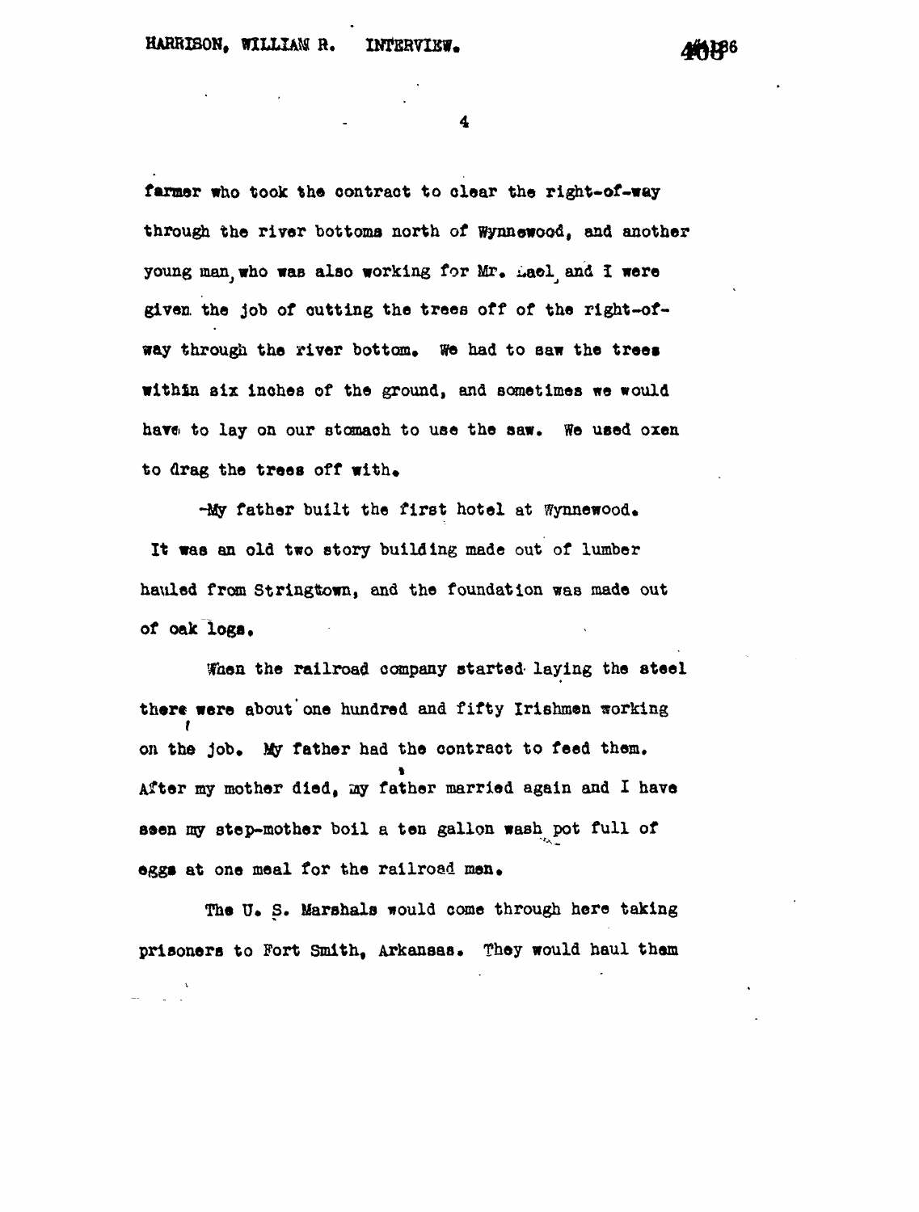farmer who took the contract to clear the right-of-way through the river bottoms north of Wynnewood, and another young man, who was also working for Mr. Lael, and I were given the job of cutting the trees off of the right-of-way through the river bottom. We had to saw the trees within six inches of the ground, and sometimes we would have to lay on our stomach to use the saw. We used oxen to drag the trees off with.

My father built the first hotel at Wynnewood. It was an old two story building made out of lumber hauled from Stringtown, and the foundation was made out of oak logs.

When the railroad company started laying the steel there were about one hundred and fifty Irishmen working on the job. My father had the contract to feed them. After my mother died, my father married again and I have seen my step-mother boil a ten gallon wash pot full of eggs at one meal for the railroad men.

The U. S. Marshals would come through here taking prisoners to Fort Smith, Arkansas. They would haul them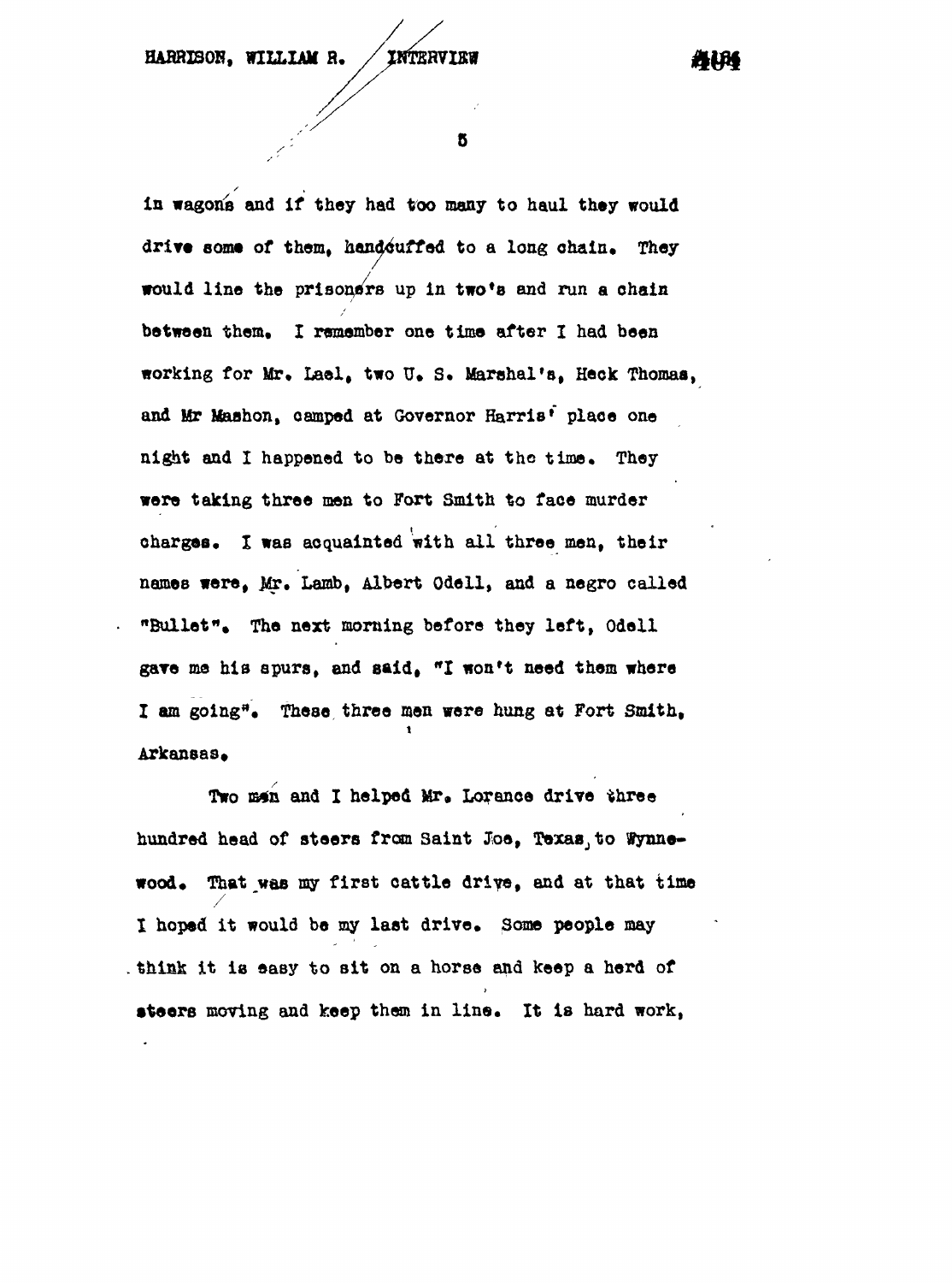in wagons and if they had too many to haul they would drive some of them, handcuffed to a long chain. They would line the prisoners up in two's and run a chain between them. I remember one time after I had been working for Mr. Lael, two U. S. Marshal's, Heck Thomas, and Mr Mashon, camped at Governor Harris' place one night and I happened to be there at the time. They were taking three men to Fort Smith to face murder charges. I was acquainted with all three men, their names were, Mr. Lamb, Albert Odell, and a negro called "Bullet". The next morning before they left, Odell gave me his spurs, and said, "I won't need them where I am going". These three men were hung at Fort Smith, Arkansas.

Two men and I helped Mr. Lorance drive three hundred head of steers from Saint Joe, Texas, to Wynnewood. That was my first cattle drive, and at that time I hoped it would be my last drive. Some people may think it is easy to sit on a horse and keep a herd of steers moving and keep them in line. It is hard work,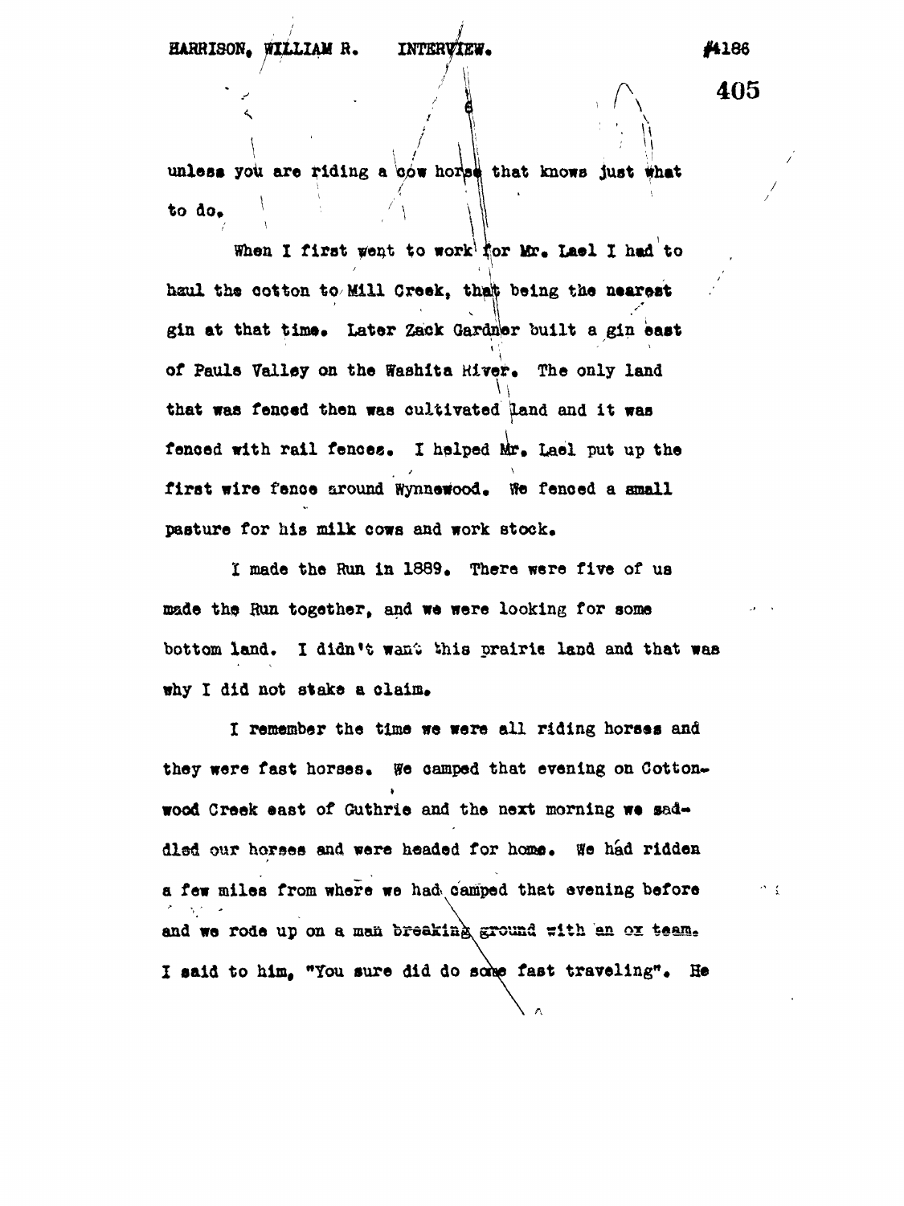unless you are riding a cow horse that knows just what to do.

When I first went to work for Mr. Lael I had to haul the cotton to Mill Creek, that being the nearest gin at that time. Later Zack Gardner built a gin east of Pauls Valley on the Washita River. The only land that was fenced then was cultivated land and it was fenced with rail fences. I helped Mr. Lael put up the first wire fence around Wynnewood. We fenced a small pasture for his milk cows and work stock.

I made the Run in 1889. There were five of us made the Run together, and we were looking for some bottom land. I didn't want this prairie land and that was why I did not stake a claim.

I remember the time we were all riding horses and they were fast horses. We camped that evening on Cottonwood Creek east of Guthrie and the next morning we saddled our horses and were headed for home. We had ridden a few miles from where we had camped that evening before and we rode up on a man breaking ground with an ox team. I said to him, "You sure did do some fast traveling". He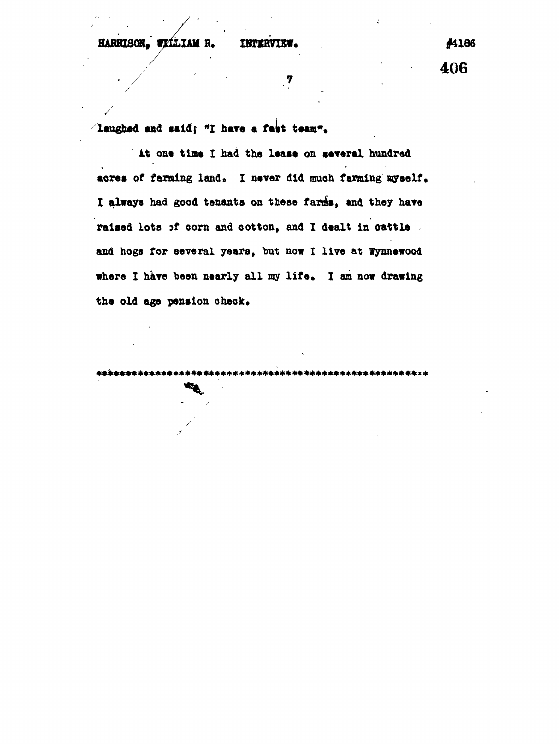laughed and said; "I have a fast team".

At one time I had the lease on several hundred acres of farming land. I never did much farming myself. I always had good tenants on these farms, and they have raised lots of corn and cotton, and I dealt in cattle and hogs for several years, but now I live at Wynnewood where I have been nearly all my life. I am now drawing the old age pension check.

\*\*\*\*\*\*\*\*\*\*\*\*\*\*\*\*\*\*\*\*\*\*\*\*\*\*\*\*\*\*\*\*\*\*\*\*\*\*\*\*\*\*\*\*\*\*\*\*\*\*\*\*\*\*\*\*\*\*